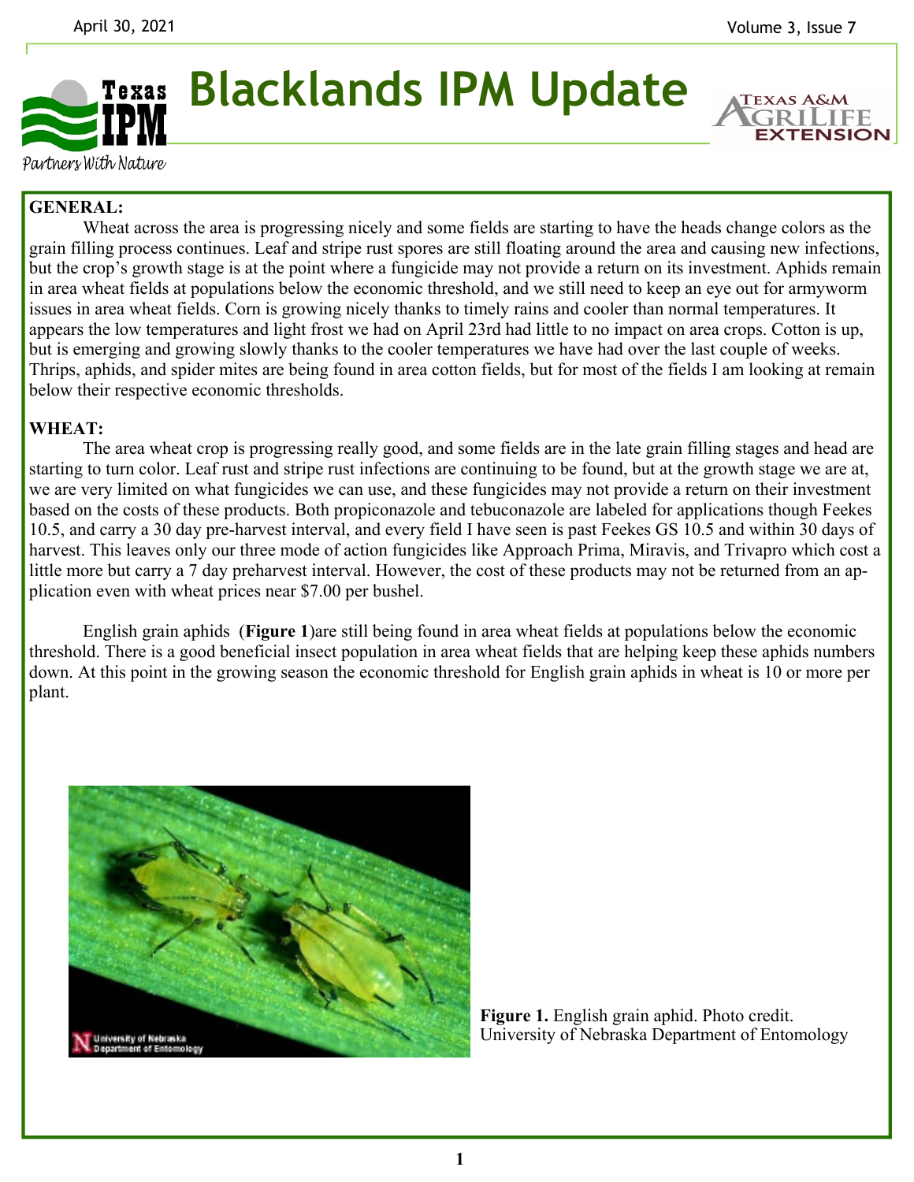# Blacklands IPM Update

**GENERAL:**

Wheat across the area is progressing nicely and some fields are starting to have the heads change colors as the grain filling process continues. Leaf and stripe rust spores are still floating around the area and causing new infections, but the crop's growth stage is at the point where a fungicide may not provide a return on its investment. Aphids remain in area wheat fields at populations below the economic threshold, and we still need to keep an eye out for armyworm issues in area wheat fields. Corn is growing nicely thanks to timely rains and cooler than normal temperatures. It appears the low temperatures and light frost we had on April 23rd had little to no impact on area crops. Cotton is up, but is emerging and growing slowly thanks to the cooler temperatures we have had over the last couple of weeks. Thrips, aphids, and spider mites are being found in area cotton fields, but for most of the fields I am looking at remain below their respective economic thresholds.

**WHEAT:**

The area wheat crop is progressing really good, and some fields are in the late grain filling stages and head are starting to turn color. Leaf rust and stripe rust infections are continuing to be found, but at the growth stage we are at, we are very limited on what fungicides we can use, and these fungicides may not provide a return on their investment based on the costs of these products. Both propiconazole and tebuconazole are labeled for applications though Feekes 10.5, and carry a 30 day pre-harvest interval, and every field I have seen is past Feekes GS 10.5 and within 30 days of harvest. This leaves only our three mode of action fungicides like Approach Prima, Miravis, and Trivapro which cost a little more but carry a 7 day preharvest interval. However, the cost of these products may not be returned from an application even with wheat prices near $7.00 per bushel.

English grain aphids (**Figure 1**)are still being found in area wheat fields at populations below the economic threshold. There is a good beneficial insect population in area wheat fields that are helping keep these aphids numbers down. At this point in the growing season the economic threshold for English grain aphids in wheat is 10 or more per plant.

**Figure 1.** English grain aphid. Photo credit. University of Nebraska Department of Entomology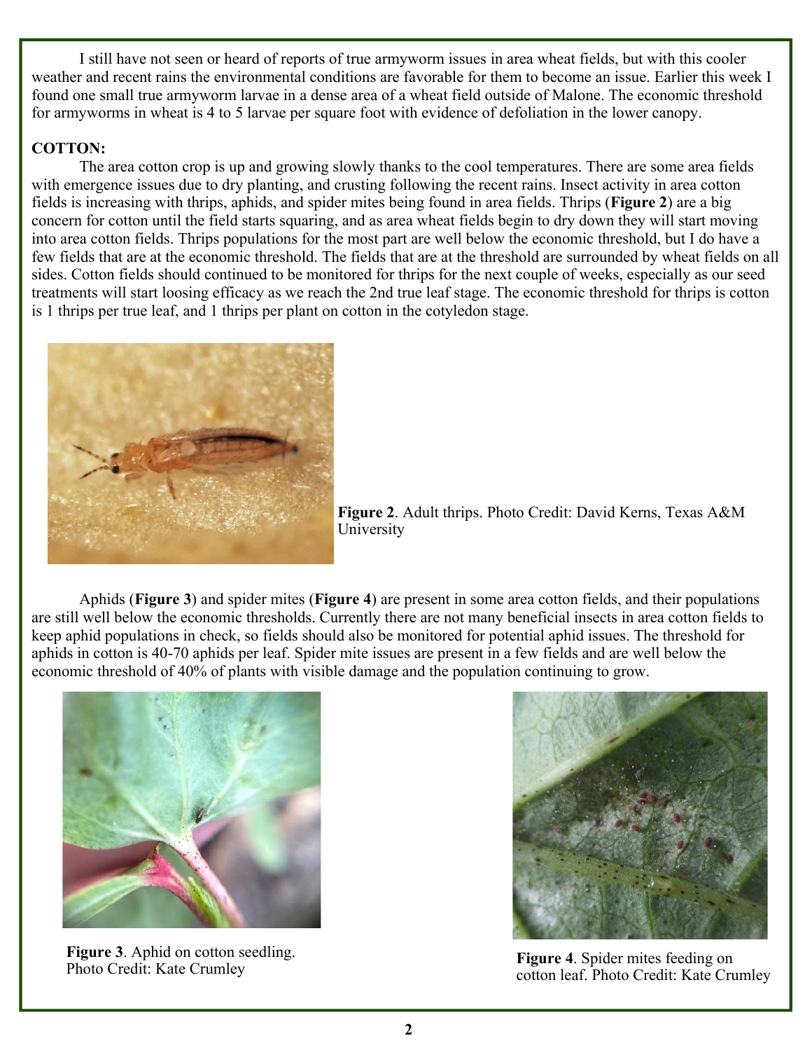I still have not seen or heard of reports of true armyworm issues in area wheat fields, but with this cooler weather and recent rains the environmental conditions are favorable for them to become an issue. Earlier this week I found one small true armyworm larvae in a dense area of a wheat field outside of Malone. The economic threshold for armyworms in wheat is 4 to 5 larvae per square foot with evidence of defoliation in the lower canopy.

**COTTON:**

The area cotton crop is up and growing slowly thanks to the cool temperatures. There are some area fields with emergence issues due to dry planting, and crusting following the recent rains. Insect activity in area cotton fields is increasing with thrips, aphids, and spider mites being found in area fields. Thrips (**Figure 2**) are a big concern for cotton until the field starts squaring, and as area wheat fields begin to dry down they will start moving into area cotton fields. Thrips populations for the most part are well below the economic threshold, but I do have a few fields that are at the economic threshold. The fields that are at the threshold are surrounded by wheat fields on all sides. Cotton fields should continued to be monitored for thrips for the next couple of weeks, especially as our seed treatments will start loosing efficacy as we reach the 2nd true leaf stage. The economic threshold for thrips is cotton is 1 thrips per true leaf, and 1 thrips per plant on cotton in the cotyledon stage.

**Figure 2**. Adult thrips. Photo Credit: David Kerns, Texas A&M University

Aphids (**Figure 3**) and spider mites (**Figure 4**) are present in some area cotton fields, and their populations are still well below the economic thresholds. Currently there are not many beneficial insects in area cotton fields to keep aphid populations in check, so fields should also be monitored for potential aphid issues. The threshold for aphids in cotton is 40-70 aphids per leaf. Spider mite issues are present in a few fields and are well below the economic threshold of 40% of plants with visible damage and the population continuing to grow.

**Figure 3**. Aphid on cotton seedling. Photo Credit: Kate Crumley

**Figure 4**. Spider mites feeding on cotton leaf. Photo Credit: Kate Crumley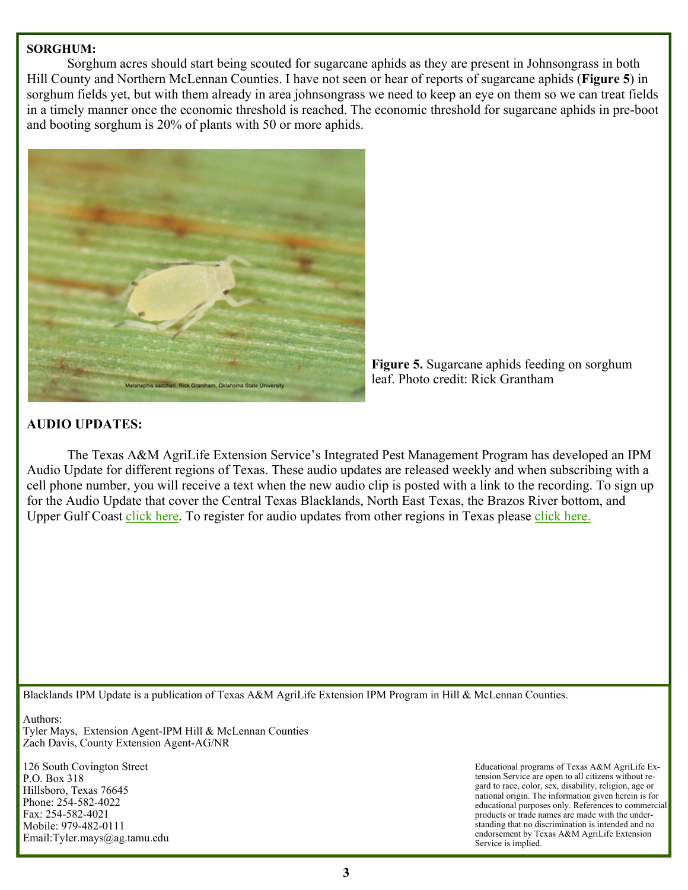**SORGHUM:**

Sorghum acres should start being scouted for sugarcane aphids as they are present in Johnsongrass in both Hill County and Northern McLennan Counties. I have not seen or hear of reports of sugarcane aphids (**Figure 5**) in sorghum fields yet, but with them already in area johnsongrass we need to keep an eye on them so we can treat fields in a timely manner once the economic threshold is reached. The economic threshold for sugarcane aphids in pre-boot and booting sorghum is 20% of plants with 50 or more aphids.

**Figure 5.** Sugarcane aphids feeding on sorghum leaf. Photo credit: Rick Grantham

**AUDIO UPDATES:**

The Texas A&M AgriLife Extension Service's Integrated Pest Management Program has developed an IPM Audio Update for different regions of Texas. These audio updates are released weekly and when subscribing with a cell phone number, you will receive a text when the new audio clip is posted with a link to the recording. To sign up for the Audio Update that cover the Central Texas Blacklands, North East Texas, the Brazos River bottom, and Upper Gulf Coast click here. To register for audio updates from other regions in Texas please click here.

Blacklands IPM Update is a publication of Texas A&M AgriLife Extension IPM Program in Hill & McLennan Counties.

Authors:
Tyler Mays, Extension Agent-IPM Hill & McLennan Counties
Zach Davis, County Extension Agent-AG/NR

126 South Covington Street
P.O. Box 318
Hillsboro, Texas 76645
Phone: 254-582-4022
Fax: 254-582-4021
Mobile: 979-482-0111
Email:Tyler.mays@ag.tamu.edu

Educational programs of Texas A&M AgriLife Extension Service are open to all citizens without regard to race, color, sex, disability, religion, age or national origin. The information given herein is for educational purposes only. References to commercial products or trade names are made with the understanding that no discrimination is intended and no endorsement by Texas A&M AgriLife Extension Service is implied.